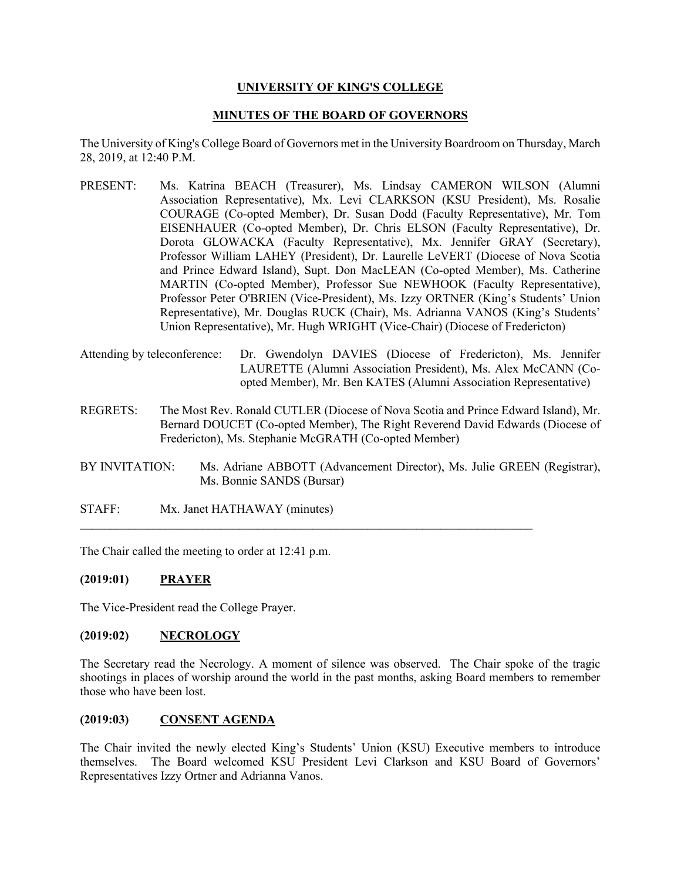**UNIVERSITY OF KING'S COLLEGE**

**MINUTES OF THE BOARD OF GOVERNORS**

The University of King's College Board of Governors met in the University Boardroom on Thursday, March 28, 2019, at 12:40 P.M.

PRESENT: Ms. Katrina BEACH (Treasurer), Ms. Lindsay CAMERON WILSON (Alumni Association Representative), Mx. Levi CLARKSON (KSU President), Ms. Rosalie COURAGE (Co-opted Member), Dr. Susan Dodd (Faculty Representative), Mr. Tom EISENHAUER (Co-opted Member), Dr. Chris ELSON (Faculty Representative), Dr. Dorota GLOWACKA (Faculty Representative), Mx. Jennifer GRAY (Secretary), Professor William LAHEY (President), Dr. Laurelle LeVERT (Diocese of Nova Scotia and Prince Edward Island), Supt. Don MacLEAN (Co-opted Member), Ms. Catherine MARTIN (Co-opted Member), Professor Sue NEWHOOK (Faculty Representative), Professor Peter O'BRIEN (Vice-President), Ms. Izzy ORTNER (King's Students' Union Representative), Mr. Douglas RUCK (Chair), Ms. Adrianna VANOS (King's Students' Union Representative), Mr. Hugh WRIGHT (Vice-Chair) (Diocese of Fredericton)

Attending by teleconference: Dr. Gwendolyn DAVIES (Diocese of Fredericton), Ms. Jennifer LAURETTE (Alumni Association President), Ms. Alex McCANN (Co-opted Member), Mr. Ben KATES (Alumni Association Representative)

REGRETS: The Most Rev. Ronald CUTLER (Diocese of Nova Scotia and Prince Edward Island), Mr. Bernard DOUCET (Co-opted Member), The Right Reverend David Edwards (Diocese of Fredericton), Ms. Stephanie McGRATH (Co-opted Member)

BY INVITATION: Ms. Adriane ABBOTT (Advancement Director), Ms. Julie GREEN (Registrar), Ms. Bonnie SANDS (Bursar)

STAFF: Mx. Janet HATHAWAY (minutes)

---

The Chair called the meeting to order at 12:41 p.m.

**(2019:01) PRAYER**

The Vice-President read the College Prayer.

**(2019:02) NECROLOGY**

The Secretary read the Necrology. A moment of silence was observed. The Chair spoke of the tragic shootings in places of worship around the world in the past months, asking Board members to remember those who have been lost.

**(2019:03) CONSENT AGENDA**

The Chair invited the newly elected King's Students' Union (KSU) Executive members to introduce themselves. The Board welcomed KSU President Levi Clarkson and KSU Board of Governors' Representatives Izzy Ortner and Adrianna Vanos.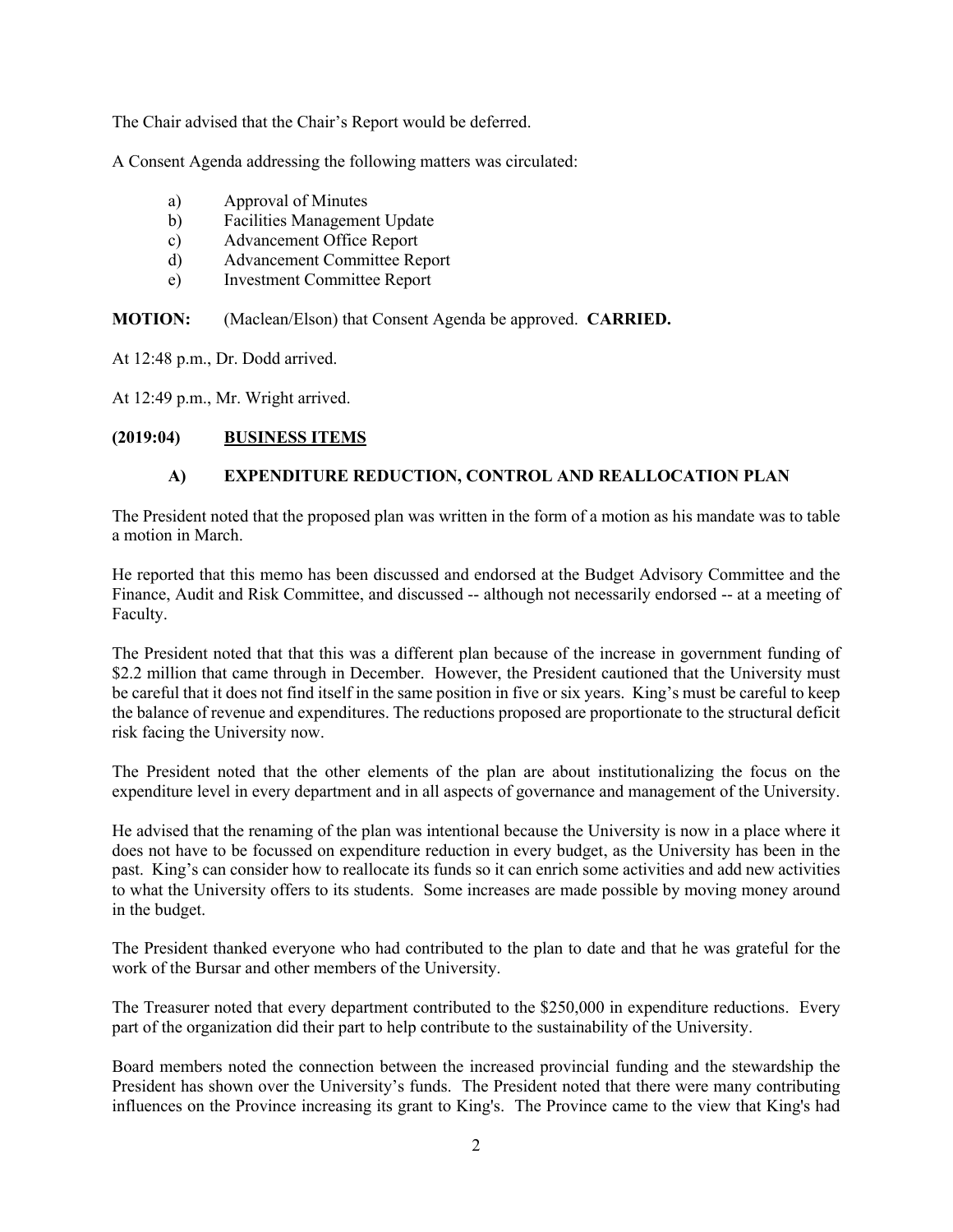The Chair advised that the Chair's Report would be deferred.

A Consent Agenda addressing the following matters was circulated:

a) Approval of Minutes
b) Facilities Management Update
c) Advancement Office Report
d) Advancement Committee Report
e) Investment Committee Report

**MOTION:** (Maclean/Elson) that Consent Agenda be approved. **CARRIED.**

At 12:48 p.m., Dr. Dodd arrived.

At 12:49 p.m., Mr. Wright arrived.

## (2019:04) <u>BUSINESS ITEMS</u>

### A) EXPENDITURE REDUCTION, CONTROL AND REALLOCATION PLAN

The President noted that the proposed plan was written in the form of a motion as his mandate was to table a motion in March.

He reported that this memo has been discussed and endorsed at the Budget Advisory Committee and the Finance, Audit and Risk Committee, and discussed -- although not necessarily endorsed -- at a meeting of Faculty.

The President noted that that this was a different plan because of the increase in government funding of \$2.2 million that came through in December. However, the President cautioned that the University must be careful that it does not find itself in the same position in five or six years. King's must be careful to keep the balance of revenue and expenditures. The reductions proposed are proportionate to the structural deficit risk facing the University now.

The President noted that the other elements of the plan are about institutionalizing the focus on the expenditure level in every department and in all aspects of governance and management of the University.

He advised that the renaming of the plan was intentional because the University is now in a place where it does not have to be focussed on expenditure reduction in every budget, as the University has been in the past. King's can consider how to reallocate its funds so it can enrich some activities and add new activities to what the University offers to its students. Some increases are made possible by moving money around in the budget.

The President thanked everyone who had contributed to the plan to date and that he was grateful for the work of the Bursar and other members of the University.

The Treasurer noted that every department contributed to the \$250,000 in expenditure reductions. Every part of the organization did their part to help contribute to the sustainability of the University.

Board members noted the connection between the increased provincial funding and the stewardship the President has shown over the University's funds. The President noted that there were many contributing influences on the Province increasing its grant to King's. The Province came to the view that King's had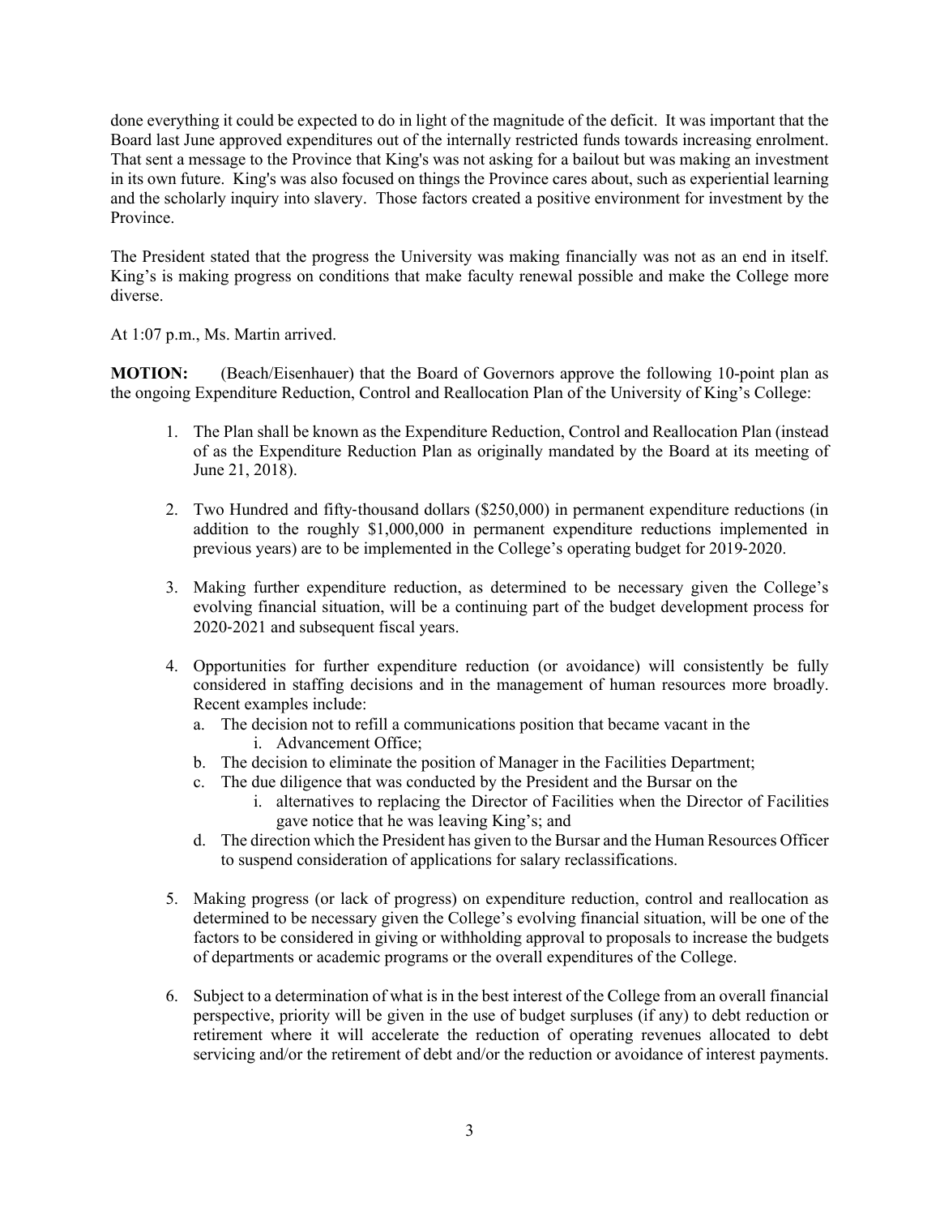done everything it could be expected to do in light of the magnitude of the deficit. It was important that the Board last June approved expenditures out of the internally restricted funds towards increasing enrolment. That sent a message to the Province that King's was not asking for a bailout but was making an investment in its own future. King's was also focused on things the Province cares about, such as experiential learning and the scholarly inquiry into slavery. Those factors created a positive environment for investment by the Province.

The President stated that the progress the University was making financially was not as an end in itself. King's is making progress on conditions that make faculty renewal possible and make the College more diverse.

At 1:07 p.m., Ms. Martin arrived.

**MOTION:** (Beach/Eisenhauer) that the Board of Governors approve the following 10-point plan as the ongoing Expenditure Reduction, Control and Reallocation Plan of the University of King's College:

1. The Plan shall be known as the Expenditure Reduction, Control and Reallocation Plan (instead of as the Expenditure Reduction Plan as originally mandated by the Board at its meeting of June 21, 2018).

2. Two Hundred and fifty-thousand dollars ($250,000) in permanent expenditure reductions (in addition to the roughly $1,000,000 in permanent expenditure reductions implemented in previous years) are to be implemented in the College's operating budget for 2019-2020.

3. Making further expenditure reduction, as determined to be necessary given the College's evolving financial situation, will be a continuing part of the budget development process for 2020-2021 and subsequent fiscal years.

4. Opportunities for further expenditure reduction (or avoidance) will consistently be fully considered in staffing decisions and in the management of human resources more broadly. Recent examples include:
   a. The decision not to refill a communications position that became vacant in the
      i. Advancement Office;
   b. The decision to eliminate the position of Manager in the Facilities Department;
   c. The due diligence that was conducted by the President and the Bursar on the
      i. alternatives to replacing the Director of Facilities when the Director of Facilities gave notice that he was leaving King's; and
   d. The direction which the President has given to the Bursar and the Human Resources Officer to suspend consideration of applications for salary reclassifications.

5. Making progress (or lack of progress) on expenditure reduction, control and reallocation as determined to be necessary given the College's evolving financial situation, will be one of the factors to be considered in giving or withholding approval to proposals to increase the budgets of departments or academic programs or the overall expenditures of the College.

6. Subject to a determination of what is in the best interest of the College from an overall financial perspective, priority will be given in the use of budget surpluses (if any) to debt reduction or retirement where it will accelerate the reduction of operating revenues allocated to debt servicing and/or the retirement of debt and/or the reduction or avoidance of interest payments.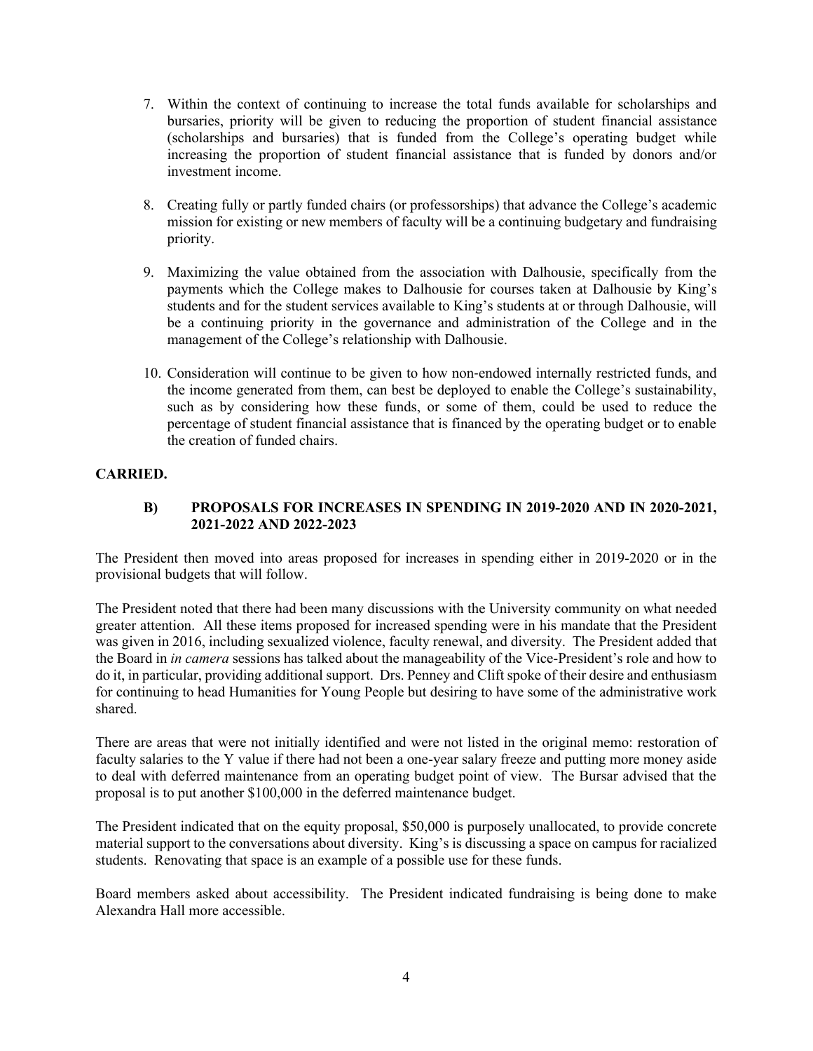7. Within the context of continuing to increase the total funds available for scholarships and bursaries, priority will be given to reducing the proportion of student financial assistance (scholarships and bursaries) that is funded from the College's operating budget while increasing the proportion of student financial assistance that is funded by donors and/or investment income.

8. Creating fully or partly funded chairs (or professorships) that advance the College's academic mission for existing or new members of faculty will be a continuing budgetary and fundraising priority.

9. Maximizing the value obtained from the association with Dalhousie, specifically from the payments which the College makes to Dalhousie for courses taken at Dalhousie by King's students and for the student services available to King's students at or through Dalhousie, will be a continuing priority in the governance and administration of the College and in the management of the College's relationship with Dalhousie.

10. Consideration will continue to be given to how non-endowed internally restricted funds, and the income generated from them, can best be deployed to enable the College's sustainability, such as by considering how these funds, or some of them, could be used to reduce the percentage of student financial assistance that is financed by the operating budget or to enable the creation of funded chairs.

**CARRIED.**

### B) PROPOSALS FOR INCREASES IN SPENDING IN 2019-2020 AND IN 2020-2021, 2021-2022 AND 2022-2023

The President then moved into areas proposed for increases in spending either in 2019-2020 or in the provisional budgets that will follow.

The President noted that there had been many discussions with the University community on what needed greater attention. All these items proposed for increased spending were in his mandate that the President was given in 2016, including sexualized violence, faculty renewal, and diversity. The President added that the Board in *in camera* sessions has talked about the manageability of the Vice-President's role and how to do it, in particular, providing additional support. Drs. Penney and Clift spoke of their desire and enthusiasm for continuing to head Humanities for Young People but desiring to have some of the administrative work shared.

There are areas that were not initially identified and were not listed in the original memo: restoration of faculty salaries to the Y value if there had not been a one-year salary freeze and putting more money aside to deal with deferred maintenance from an operating budget point of view. The Bursar advised that the proposal is to put another $100,000 in the deferred maintenance budget.

The President indicated that on the equity proposal, $50,000 is purposely unallocated, to provide concrete material support to the conversations about diversity. King's is discussing a space on campus for racialized students. Renovating that space is an example of a possible use for these funds.

Board members asked about accessibility. The President indicated fundraising is being done to make Alexandra Hall more accessible.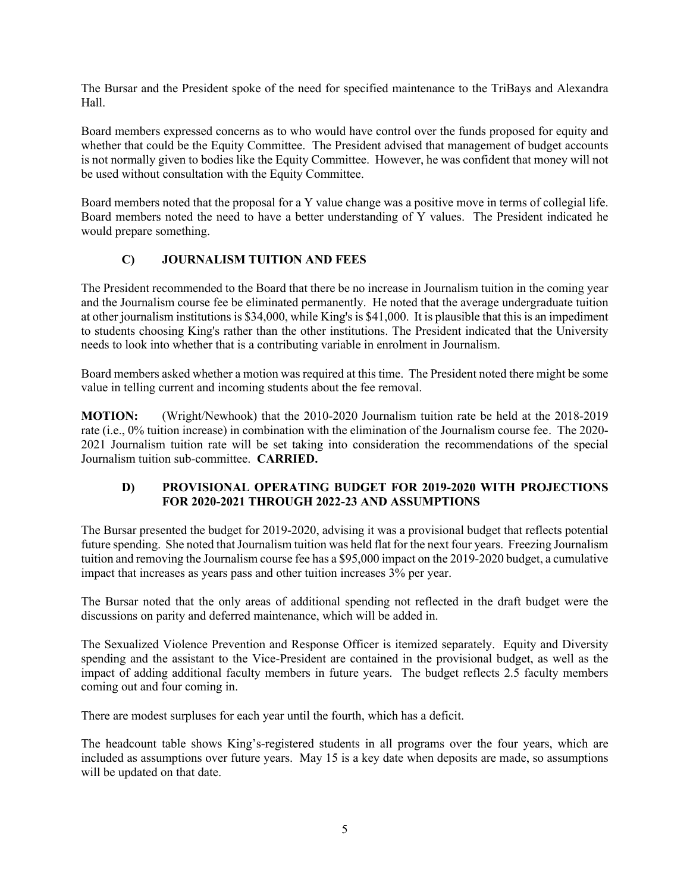The Bursar and the President spoke of the need for specified maintenance to the TriBays and Alexandra Hall.

Board members expressed concerns as to who would have control over the funds proposed for equity and whether that could be the Equity Committee. The President advised that management of budget accounts is not normally given to bodies like the Equity Committee. However, he was confident that money will not be used without consultation with the Equity Committee.

Board members noted that the proposal for a Y value change was a positive move in terms of collegial life. Board members noted the need to have a better understanding of Y values. The President indicated he would prepare something.

### C) JOURNALISM TUITION AND FEES

The President recommended to the Board that there be no increase in Journalism tuition in the coming year and the Journalism course fee be eliminated permanently. He noted that the average undergraduate tuition at other journalism institutions is $34,000, while King's is $41,000. It is plausible that this is an impediment to students choosing King's rather than the other institutions. The President indicated that the University needs to look into whether that is a contributing variable in enrolment in Journalism.

Board members asked whether a motion was required at this time. The President noted there might be some value in telling current and incoming students about the fee removal.

**MOTION:** (Wright/Newhook) that the 2010-2020 Journalism tuition rate be held at the 2018-2019 rate (i.e., 0% tuition increase) in combination with the elimination of the Journalism course fee. The 2020-2021 Journalism tuition rate will be set taking into consideration the recommendations of the special Journalism tuition sub-committee. **CARRIED.**

### D) PROVISIONAL OPERATING BUDGET FOR 2019-2020 WITH PROJECTIONS FOR 2020-2021 THROUGH 2022-23 AND ASSUMPTIONS

The Bursar presented the budget for 2019-2020, advising it was a provisional budget that reflects potential future spending. She noted that Journalism tuition was held flat for the next four years. Freezing Journalism tuition and removing the Journalism course fee has a $95,000 impact on the 2019-2020 budget, a cumulative impact that increases as years pass and other tuition increases 3% per year.

The Bursar noted that the only areas of additional spending not reflected in the draft budget were the discussions on parity and deferred maintenance, which will be added in.

The Sexualized Violence Prevention and Response Officer is itemized separately. Equity and Diversity spending and the assistant to the Vice-President are contained in the provisional budget, as well as the impact of adding additional faculty members in future years. The budget reflects 2.5 faculty members coming out and four coming in.

There are modest surpluses for each year until the fourth, which has a deficit.

The headcount table shows King's-registered students in all programs over the four years, which are included as assumptions over future years. May 15 is a key date when deposits are made, so assumptions will be updated on that date.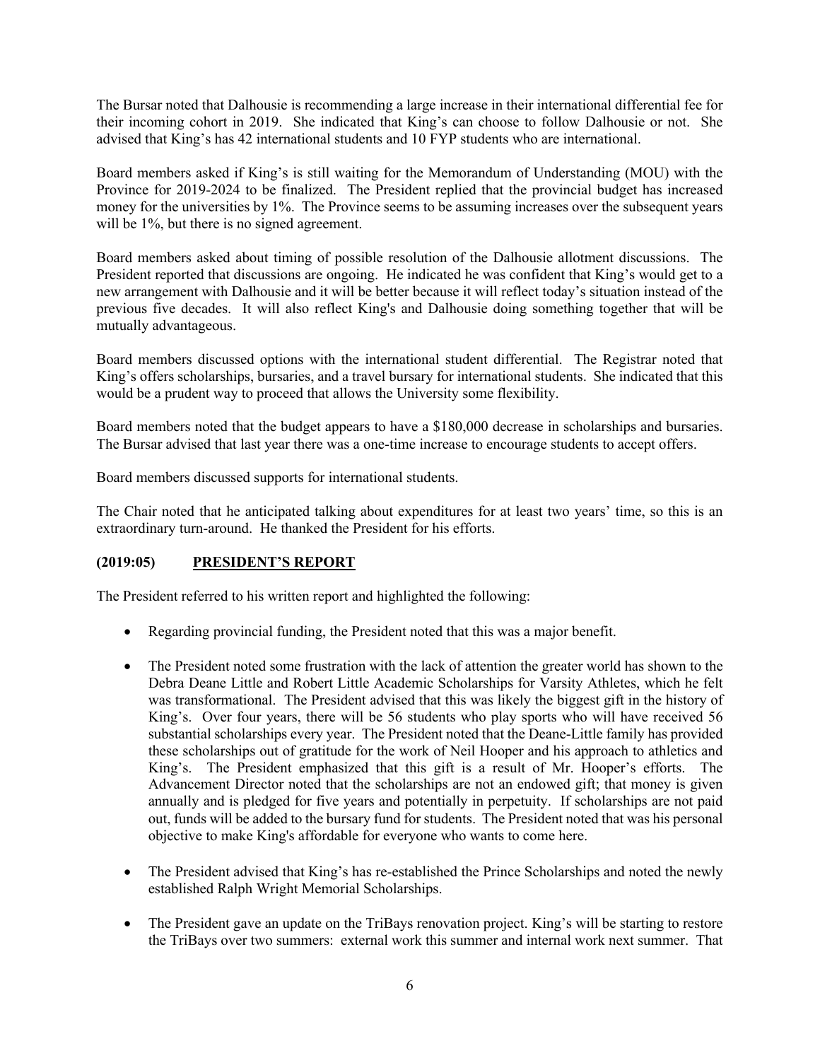The Bursar noted that Dalhousie is recommending a large increase in their international differential fee for their incoming cohort in 2019. She indicated that King's can choose to follow Dalhousie or not. She advised that King's has 42 international students and 10 FYP students who are international.

Board members asked if King's is still waiting for the Memorandum of Understanding (MOU) with the Province for 2019-2024 to be finalized. The President replied that the provincial budget has increased money for the universities by 1%. The Province seems to be assuming increases over the subsequent years will be 1%, but there is no signed agreement.

Board members asked about timing of possible resolution of the Dalhousie allotment discussions. The President reported that discussions are ongoing. He indicated he was confident that King's would get to a new arrangement with Dalhousie and it will be better because it will reflect today's situation instead of the previous five decades. It will also reflect King's and Dalhousie doing something together that will be mutually advantageous.

Board members discussed options with the international student differential. The Registrar noted that King's offers scholarships, bursaries, and a travel bursary for international students. She indicated that this would be a prudent way to proceed that allows the University some flexibility.

Board members noted that the budget appears to have a $180,000 decrease in scholarships and bursaries. The Bursar advised that last year there was a one-time increase to encourage students to accept offers.

Board members discussed supports for international students.

The Chair noted that he anticipated talking about expenditures for at least two years' time, so this is an extraordinary turn-around. He thanked the President for his efforts.

## (2019:05) PRESIDENT'S REPORT

The President referred to his written report and highlighted the following:

- Regarding provincial funding, the President noted that this was a major benefit.

- The President noted some frustration with the lack of attention the greater world has shown to the Debra Deane Little and Robert Little Academic Scholarships for Varsity Athletes, which he felt was transformational. The President advised that this was likely the biggest gift in the history of King's. Over four years, there will be 56 students who play sports who will have received 56 substantial scholarships every year. The President noted that the Deane-Little family has provided these scholarships out of gratitude for the work of Neil Hooper and his approach to athletics and King's. The President emphasized that this gift is a result of Mr. Hooper's efforts. The Advancement Director noted that the scholarships are not an endowed gift; that money is given annually and is pledged for five years and potentially in perpetuity. If scholarships are not paid out, funds will be added to the bursary fund for students. The President noted that was his personal objective to make King's affordable for everyone who wants to come here.

- The President advised that King's has re-established the Prince Scholarships and noted the newly established Ralph Wright Memorial Scholarships.

- The President gave an update on the TriBays renovation project. King's will be starting to restore the TriBays over two summers: external work this summer and internal work next summer. That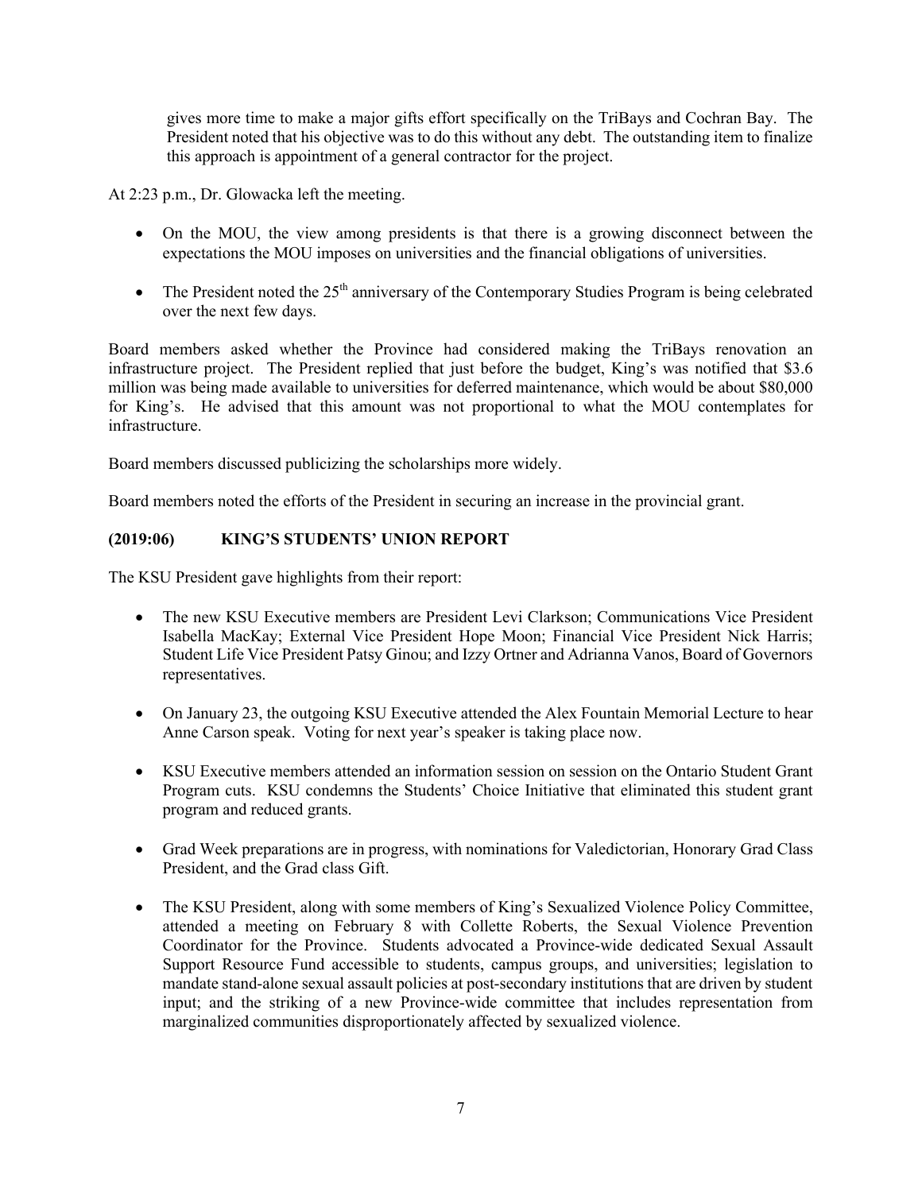gives more time to make a major gifts effort specifically on the TriBays and Cochran Bay. The President noted that his objective was to do this without any debt. The outstanding item to finalize this approach is appointment of a general contractor for the project.

At 2:23 p.m., Dr. Glowacka left the meeting.

- On the MOU, the view among presidents is that there is a growing disconnect between the expectations the MOU imposes on universities and the financial obligations of universities.

- The President noted the 25th anniversary of the Contemporary Studies Program is being celebrated over the next few days.

Board members asked whether the Province had considered making the TriBays renovation an infrastructure project. The President replied that just before the budget, King's was notified that $3.6 million was being made available to universities for deferred maintenance, which would be about $80,000 for King's. He advised that this amount was not proportional to what the MOU contemplates for infrastructure.

Board members discussed publicizing the scholarships more widely.

Board members noted the efforts of the President in securing an increase in the provincial grant.

### (2019:06) KING'S STUDENTS' UNION REPORT

The KSU President gave highlights from their report:

- The new KSU Executive members are President Levi Clarkson; Communications Vice President Isabella MacKay; External Vice President Hope Moon; Financial Vice President Nick Harris; Student Life Vice President Patsy Ginou; and Izzy Ortner and Adrianna Vanos, Board of Governors representatives.

- On January 23, the outgoing KSU Executive attended the Alex Fountain Memorial Lecture to hear Anne Carson speak. Voting for next year's speaker is taking place now.

- KSU Executive members attended an information session on session on the Ontario Student Grant Program cuts. KSU condemns the Students' Choice Initiative that eliminated this student grant program and reduced grants.

- Grad Week preparations are in progress, with nominations for Valedictorian, Honorary Grad Class President, and the Grad class Gift.

- The KSU President, along with some members of King's Sexualized Violence Policy Committee, attended a meeting on February 8 with Collette Roberts, the Sexual Violence Prevention Coordinator for the Province. Students advocated a Province-wide dedicated Sexual Assault Support Resource Fund accessible to students, campus groups, and universities; legislation to mandate stand-alone sexual assault policies at post-secondary institutions that are driven by student input; and the striking of a new Province-wide committee that includes representation from marginalized communities disproportionately affected by sexualized violence.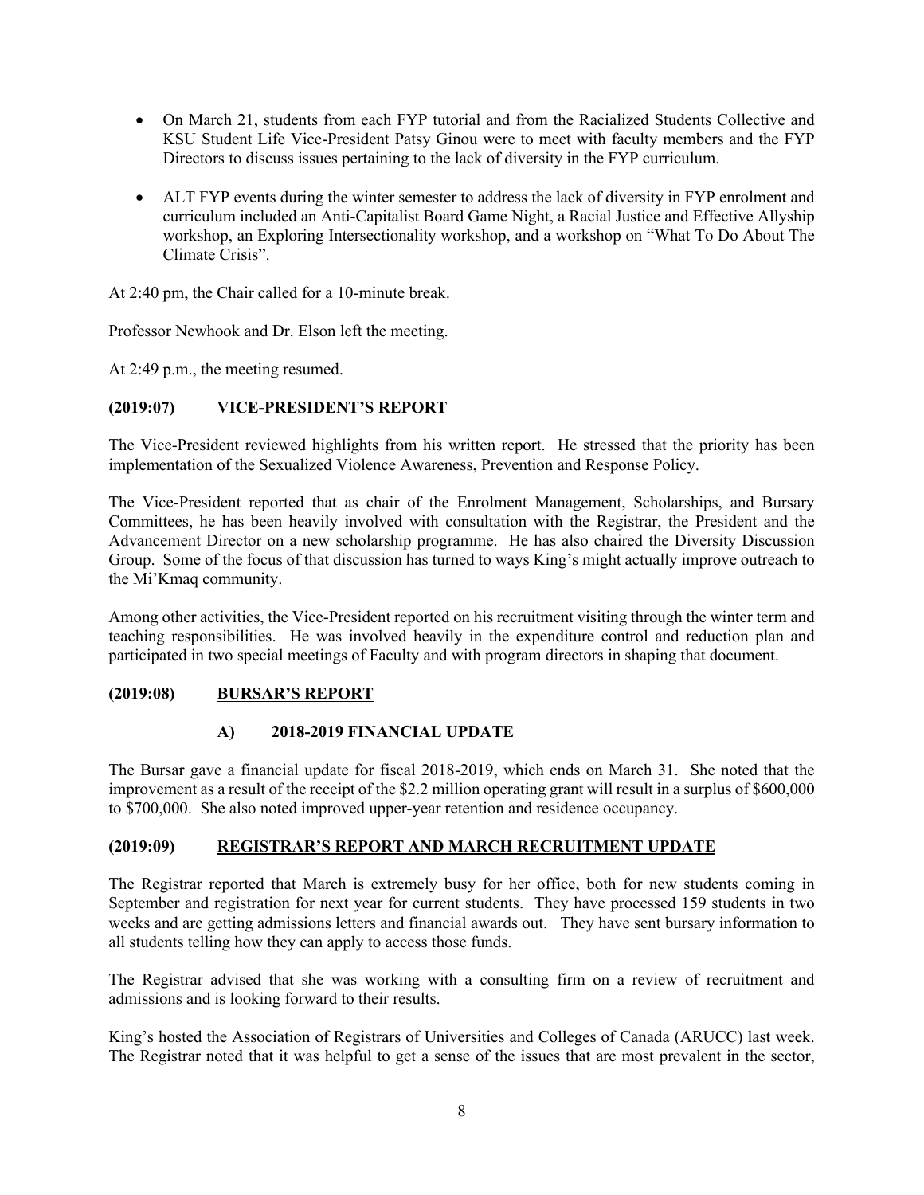- On March 21, students from each FYP tutorial and from the Racialized Students Collective and KSU Student Life Vice-President Patsy Ginou were to meet with faculty members and the FYP Directors to discuss issues pertaining to the lack of diversity in the FYP curriculum.

- ALT FYP events during the winter semester to address the lack of diversity in FYP enrolment and curriculum included an Anti-Capitalist Board Game Night, a Racial Justice and Effective Allyship workshop, an Exploring Intersectionality workshop, and a workshop on "What To Do About The Climate Crisis".

At 2:40 pm, the Chair called for a 10-minute break.

Professor Newhook and Dr. Elson left the meeting.

At 2:49 p.m., the meeting resumed.

**(2019:07) VICE-PRESIDENT'S REPORT**

The Vice-President reviewed highlights from his written report. He stressed that the priority has been implementation of the Sexualized Violence Awareness, Prevention and Response Policy.

The Vice-President reported that as chair of the Enrolment Management, Scholarships, and Bursary Committees, he has been heavily involved with consultation with the Registrar, the President and the Advancement Director on a new scholarship programme. He has also chaired the Diversity Discussion Group. Some of the focus of that discussion has turned to ways King's might actually improve outreach to the Mi'Kmaq community.

Among other activities, the Vice-President reported on his recruitment visiting through the winter term and teaching responsibilities. He was involved heavily in the expenditure control and reduction plan and participated in two special meetings of Faculty and with program directors in shaping that document.

**(2019:08) BURSAR'S REPORT**

**A) 2018-2019 FINANCIAL UPDATE**

The Bursar gave a financial update for fiscal 2018-2019, which ends on March 31. She noted that the improvement as a result of the receipt of the $2.2 million operating grant will result in a surplus of $600,000 to $700,000. She also noted improved upper-year retention and residence occupancy.

**(2019:09) REGISTRAR'S REPORT AND MARCH RECRUITMENT UPDATE**

The Registrar reported that March is extremely busy for her office, both for new students coming in September and registration for next year for current students. They have processed 159 students in two weeks and are getting admissions letters and financial awards out. They have sent bursary information to all students telling how they can apply to access those funds.

The Registrar advised that she was working with a consulting firm on a review of recruitment and admissions and is looking forward to their results.

King's hosted the Association of Registrars of Universities and Colleges of Canada (ARUCC) last week. The Registrar noted that it was helpful to get a sense of the issues that are most prevalent in the sector,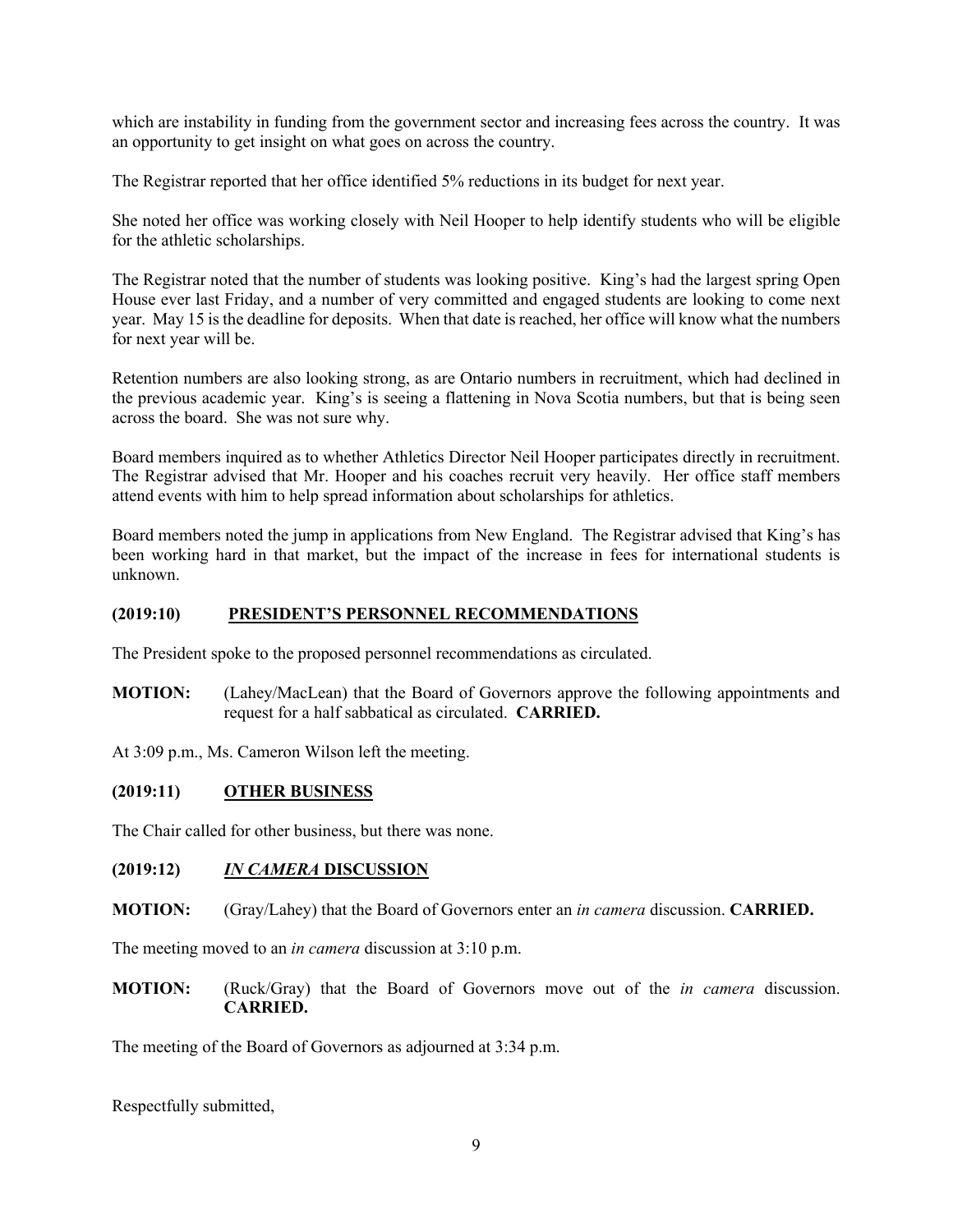which are instability in funding from the government sector and increasing fees across the country. It was an opportunity to get insight on what goes on across the country.

The Registrar reported that her office identified 5% reductions in its budget for next year.

She noted her office was working closely with Neil Hooper to help identify students who will be eligible for the athletic scholarships.

The Registrar noted that the number of students was looking positive. King's had the largest spring Open House ever last Friday, and a number of very committed and engaged students are looking to come next year. May 15 is the deadline for deposits. When that date is reached, her office will know what the numbers for next year will be.

Retention numbers are also looking strong, as are Ontario numbers in recruitment, which had declined in the previous academic year. King's is seeing a flattening in Nova Scotia numbers, but that is being seen across the board. She was not sure why.

Board members inquired as to whether Athletics Director Neil Hooper participates directly in recruitment. The Registrar advised that Mr. Hooper and his coaches recruit very heavily. Her office staff members attend events with him to help spread information about scholarships for athletics.

Board members noted the jump in applications from New England. The Registrar advised that King's has been working hard in that market, but the impact of the increase in fees for international students is unknown.

### **(2019:10) PRESIDENT'S PERSONNEL RECOMMENDATIONS**

The President spoke to the proposed personnel recommendations as circulated.

**MOTION:** (Lahey/MacLean) that the Board of Governors approve the following appointments and request for a half sabbatical as circulated. **CARRIED.**

At 3:09 p.m., Ms. Cameron Wilson left the meeting.

### **(2019:11) OTHER BUSINESS**

The Chair called for other business, but there was none.

### **(2019:12) *IN CAMERA* DISCUSSION**

**MOTION:** (Gray/Lahey) that the Board of Governors enter an *in camera* discussion. **CARRIED.**

The meeting moved to an *in camera* discussion at 3:10 p.m.

**MOTION:** (Ruck/Gray) that the Board of Governors move out of the *in camera* discussion. **CARRIED.**

The meeting of the Board of Governors as adjourned at 3:34 p.m.

Respectfully submitted,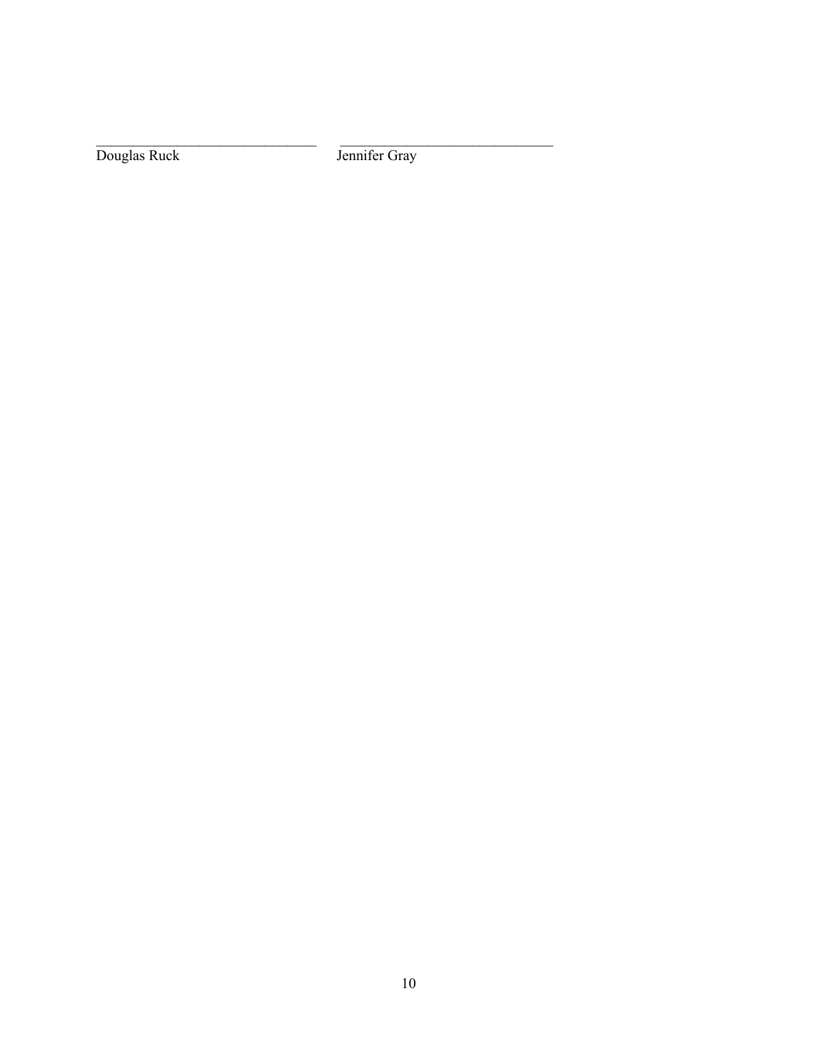\_\_\_\_\_\_\_\_\_\_\_\_\_\_\_\_\_\_\_\_\_\_\_\_\_\_\_\_\_\_ \_\_\_\_\_\_\_\_\_\_\_\_\_\_\_\_\_\_\_\_\_\_\_\_\_\_\_\_\_\_

Douglas Ruck Jennifer Gray